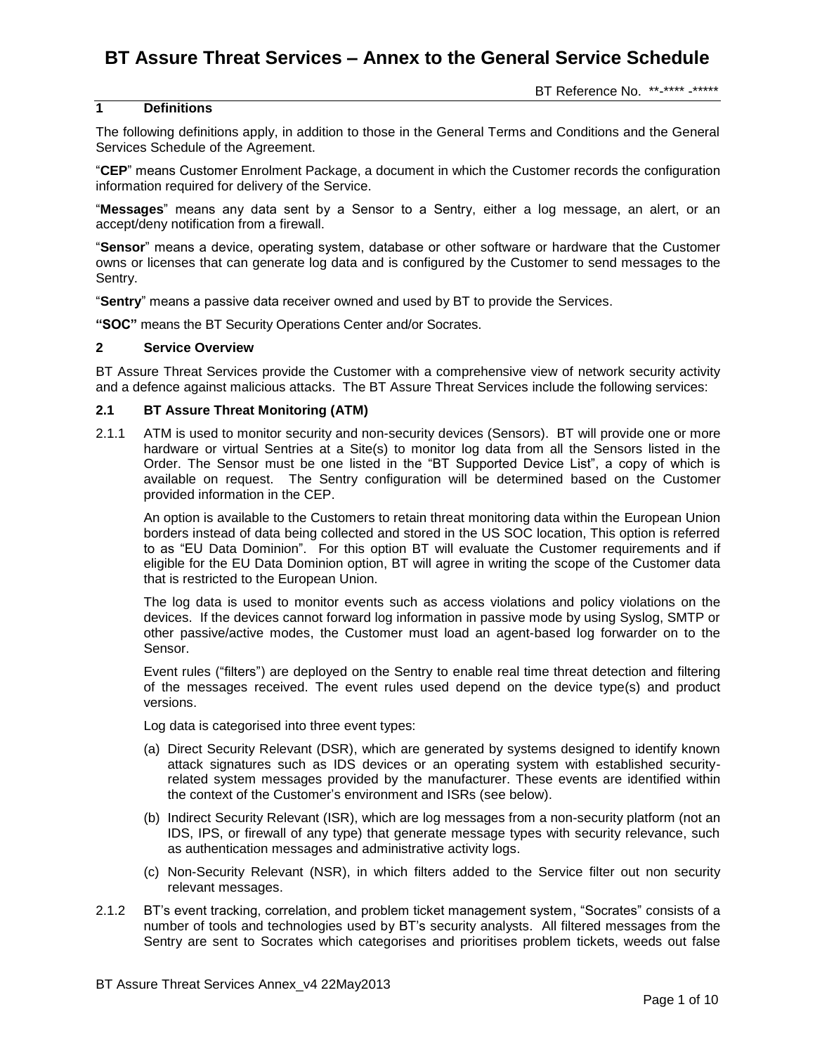# BT Assure Threat Services – Annex to the General Service Schedule

BT Reference No. **-**** -*****

## 1 Definitions

The following definitions apply, in addition to those in the General Terms and Conditions and the General Services Schedule of the Agreement.

"**CEP**" means Customer Enrolment Package, a document in which the Customer records the configuration information required for delivery of the Service.

"**Messages**" means any data sent by a Sensor to a Sentry, either a log message, an alert, or an accept/deny notification from a firewall.

"**Sensor**" means a device, operating system, database or other software or hardware that the Customer owns or licenses that can generate log data and is configured by the Customer to send messages to the Sentry.

"**Sentry**" means a passive data receiver owned and used by BT to provide the Services.

**"SOC"** means the BT Security Operations Center and/or Socrates.

## 2 Service Overview

BT Assure Threat Services provide the Customer with a comprehensive view of network security activity and a defence against malicious attacks. The BT Assure Threat Services include the following services:

### 2.1 BT Assure Threat Monitoring (ATM)

2.1.1 ATM is used to monitor security and non-security devices (Sensors). BT will provide one or more hardware or virtual Sentries at a Site(s) to monitor log data from all the Sensors listed in the Order. The Sensor must be one listed in the "BT Supported Device List", a copy of which is available on request. The Sentry configuration will be determined based on the Customer provided information in the CEP.

An option is available to the Customers to retain threat monitoring data within the European Union borders instead of data being collected and stored in the US SOC location, This option is referred to as "EU Data Dominion". For this option BT will evaluate the Customer requirements and if eligible for the EU Data Dominion option, BT will agree in writing the scope of the Customer data that is restricted to the European Union.

The log data is used to monitor events such as access violations and policy violations on the devices. If the devices cannot forward log information in passive mode by using Syslog, SMTP or other passive/active modes, the Customer must load an agent-based log forwarder on to the Sensor.

Event rules ("filters") are deployed on the Sentry to enable real time threat detection and filtering of the messages received. The event rules used depend on the device type(s) and product versions.

Log data is categorised into three event types:

(a) Direct Security Relevant (DSR), which are generated by systems designed to identify known attack signatures such as IDS devices or an operating system with established security-related system messages provided by the manufacturer. These events are identified within the context of the Customer's environment and ISRs (see below).

(b) Indirect Security Relevant (ISR), which are log messages from a non-security platform (not an IDS, IPS, or firewall of any type) that generate message types with security relevance, such as authentication messages and administrative activity logs.

(c) Non-Security Relevant (NSR), in which filters added to the Service filter out non security relevant messages.

2.1.2 BT's event tracking, correlation, and problem ticket management system, "Socrates" consists of a number of tools and technologies used by BT's security analysts. All filtered messages from the Sentry are sent to Socrates which categorises and prioritises problem tickets, weeds out false

BT Assure Threat Services Annex_v4 22May2013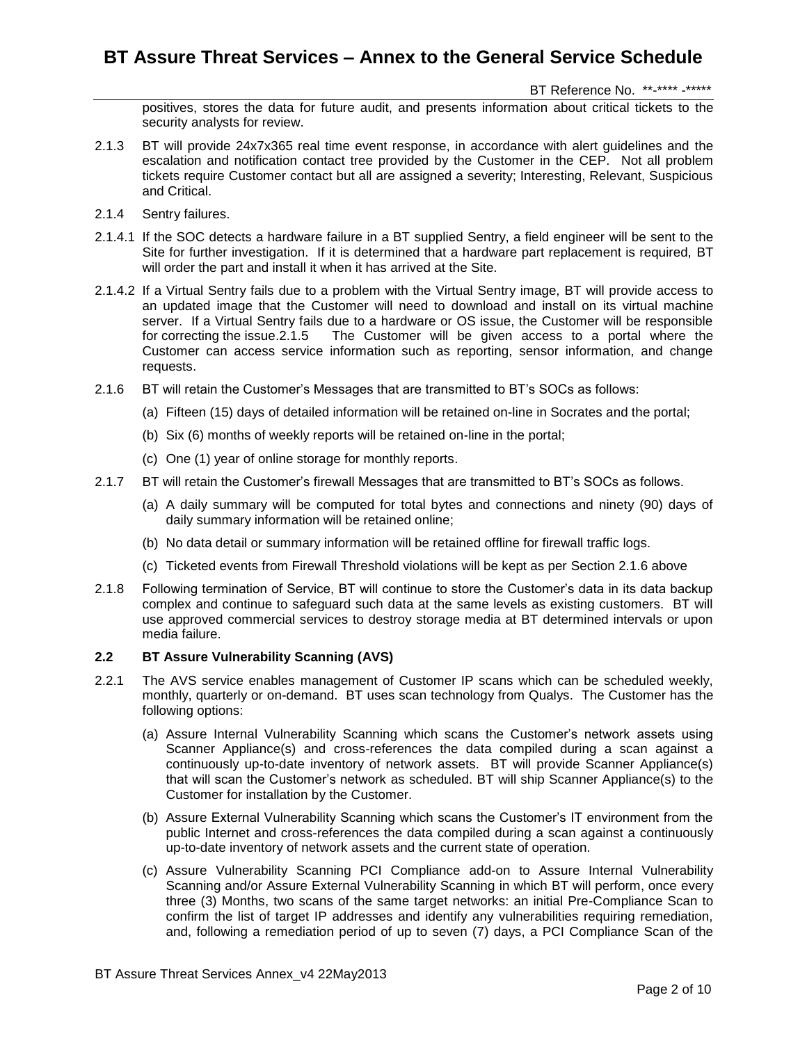positives, stores the data for future audit, and presents information about critical tickets to the security analysts for review.

2.1.3 BT will provide 24x7x365 real time event response, in accordance with alert guidelines and the escalation and notification contact tree provided by the Customer in the CEP. Not all problem tickets require Customer contact but all are assigned a severity; Interesting, Relevant, Suspicious and Critical.

2.1.4 Sentry failures.

2.1.4.1 If the SOC detects a hardware failure in a BT supplied Sentry, a field engineer will be sent to the Site for further investigation. If it is determined that a hardware part replacement is required, BT will order the part and install it when it has arrived at the Site.

2.1.4.2 If a Virtual Sentry fails due to a problem with the Virtual Sentry image, BT will provide access to an updated image that the Customer will need to download and install on its virtual machine server. If a Virtual Sentry fails due to a hardware or OS issue, the Customer will be responsible for correcting the issue.2.1.5 The Customer will be given access to a portal where the Customer can access service information such as reporting, sensor information, and change requests.

2.1.6 BT will retain the Customer's Messages that are transmitted to BT's SOCs as follows:

(a) Fifteen (15) days of detailed information will be retained on-line in Socrates and the portal;

(b) Six (6) months of weekly reports will be retained on-line in the portal;

(c) One (1) year of online storage for monthly reports.

2.1.7 BT will retain the Customer's firewall Messages that are transmitted to BT's SOCs as follows.

(a) A daily summary will be computed for total bytes and connections and ninety (90) days of daily summary information will be retained online;

(b) No data detail or summary information will be retained offline for firewall traffic logs.

(c) Ticketed events from Firewall Threshold violations will be kept as per Section 2.1.6 above

2.1.8 Following termination of Service, BT will continue to store the Customer's data in its data backup complex and continue to safeguard such data at the same levels as existing customers. BT will use approved commercial services to destroy storage media at BT determined intervals or upon media failure.

### 2.2 BT Assure Vulnerability Scanning (AVS)

2.2.1 The AVS service enables management of Customer IP scans which can be scheduled weekly, monthly, quarterly or on-demand. BT uses scan technology from Qualys. The Customer has the following options:

(a) Assure Internal Vulnerability Scanning which scans the Customer's network assets using Scanner Appliance(s) and cross-references the data compiled during a scan against a continuously up-to-date inventory of network assets. BT will provide Scanner Appliance(s) that will scan the Customer's network as scheduled. BT will ship Scanner Appliance(s) to the Customer for installation by the Customer.

(b) Assure External Vulnerability Scanning which scans the Customer's IT environment from the public Internet and cross-references the data compiled during a scan against a continuously up-to-date inventory of network assets and the current state of operation.

(c) Assure Vulnerability Scanning PCI Compliance add-on to Assure Internal Vulnerability Scanning and/or Assure External Vulnerability Scanning in which BT will perform, once every three (3) Months, two scans of the same target networks: an initial Pre-Compliance Scan to confirm the list of target IP addresses and identify any vulnerabilities requiring remediation, and, following a remediation period of up to seven (7) days, a PCI Compliance Scan of the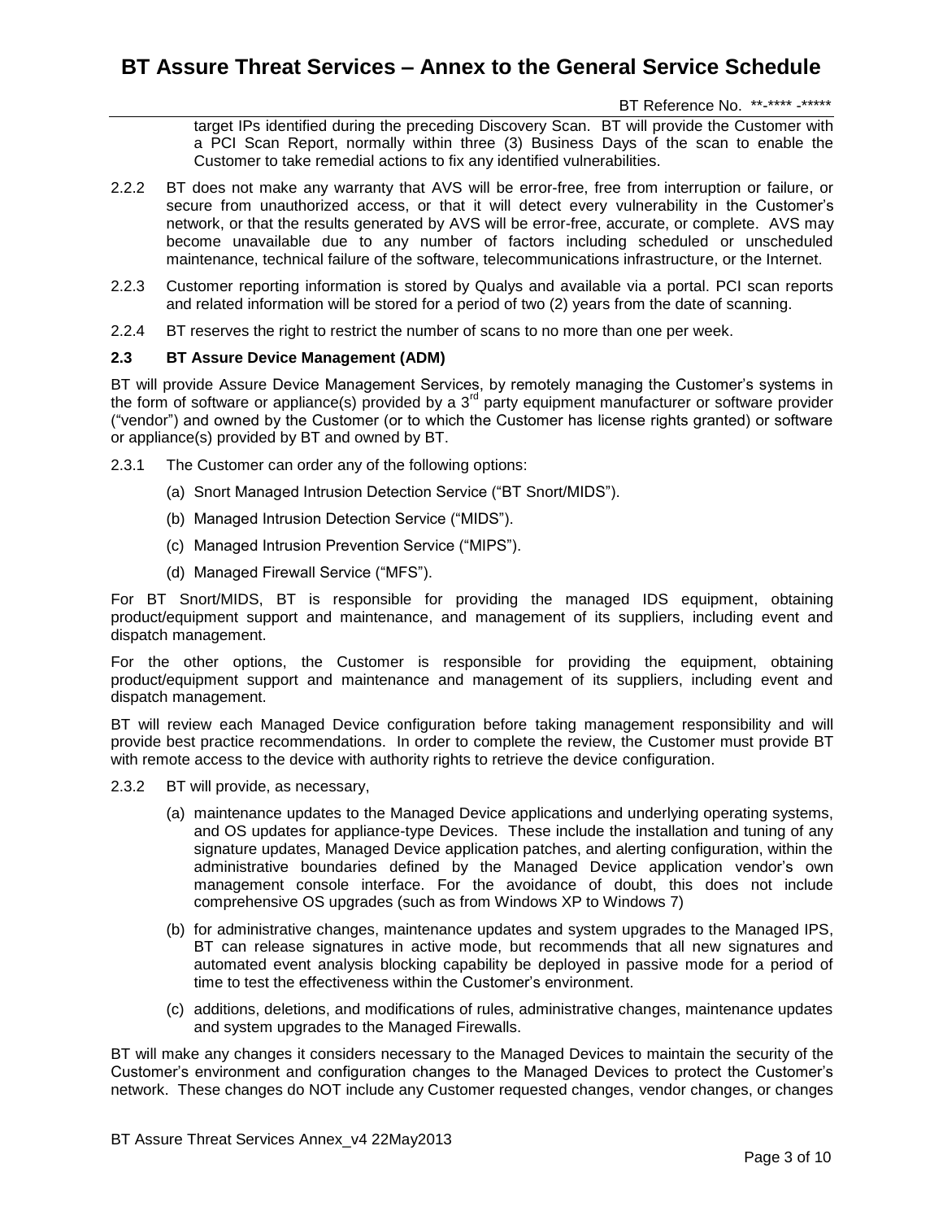target IPs identified during the preceding Discovery Scan. BT will provide the Customer with a PCI Scan Report, normally within three (3) Business Days of the scan to enable the Customer to take remedial actions to fix any identified vulnerabilities.

2.2.2 BT does not make any warranty that AVS will be error-free, free from interruption or failure, or secure from unauthorized access, or that it will detect every vulnerability in the Customer's network, or that the results generated by AVS will be error-free, accurate, or complete. AVS may become unavailable due to any number of factors including scheduled or unscheduled maintenance, technical failure of the software, telecommunications infrastructure, or the Internet.

2.2.3 Customer reporting information is stored by Qualys and available via a portal. PCI scan reports and related information will be stored for a period of two (2) years from the date of scanning.

2.2.4 BT reserves the right to restrict the number of scans to no more than one per week.

### 2.3 BT Assure Device Management (ADM)

BT will provide Assure Device Management Services, by remotely managing the Customer's systems in the form of software or appliance(s) provided by a 3rd party equipment manufacturer or software provider ("vendor") and owned by the Customer (or to which the Customer has license rights granted) or software or appliance(s) provided by BT and owned by BT.

2.3.1 The Customer can order any of the following options:

(a) Snort Managed Intrusion Detection Service ("BT Snort/MIDS").

(b) Managed Intrusion Detection Service ("MIDS").

(c) Managed Intrusion Prevention Service ("MIPS").

(d) Managed Firewall Service ("MFS").

For BT Snort/MIDS, BT is responsible for providing the managed IDS equipment, obtaining product/equipment support and maintenance, and management of its suppliers, including event and dispatch management.

For the other options, the Customer is responsible for providing the equipment, obtaining product/equipment support and maintenance and management of its suppliers, including event and dispatch management.

BT will review each Managed Device configuration before taking management responsibility and will provide best practice recommendations. In order to complete the review, the Customer must provide BT with remote access to the device with authority rights to retrieve the device configuration.

2.3.2 BT will provide, as necessary,

(a) maintenance updates to the Managed Device applications and underlying operating systems, and OS updates for appliance-type Devices. These include the installation and tuning of any signature updates, Managed Device application patches, and alerting configuration, within the administrative boundaries defined by the Managed Device application vendor's own management console interface. For the avoidance of doubt, this does not include comprehensive OS upgrades (such as from Windows XP to Windows 7)

(b) for administrative changes, maintenance updates and system upgrades to the Managed IPS, BT can release signatures in active mode, but recommends that all new signatures and automated event analysis blocking capability be deployed in passive mode for a period of time to test the effectiveness within the Customer's environment.

(c) additions, deletions, and modifications of rules, administrative changes, maintenance updates and system upgrades to the Managed Firewalls.

BT will make any changes it considers necessary to the Managed Devices to maintain the security of the Customer's environment and configuration changes to the Managed Devices to protect the Customer's network. These changes do NOT include any Customer requested changes, vendor changes, or changes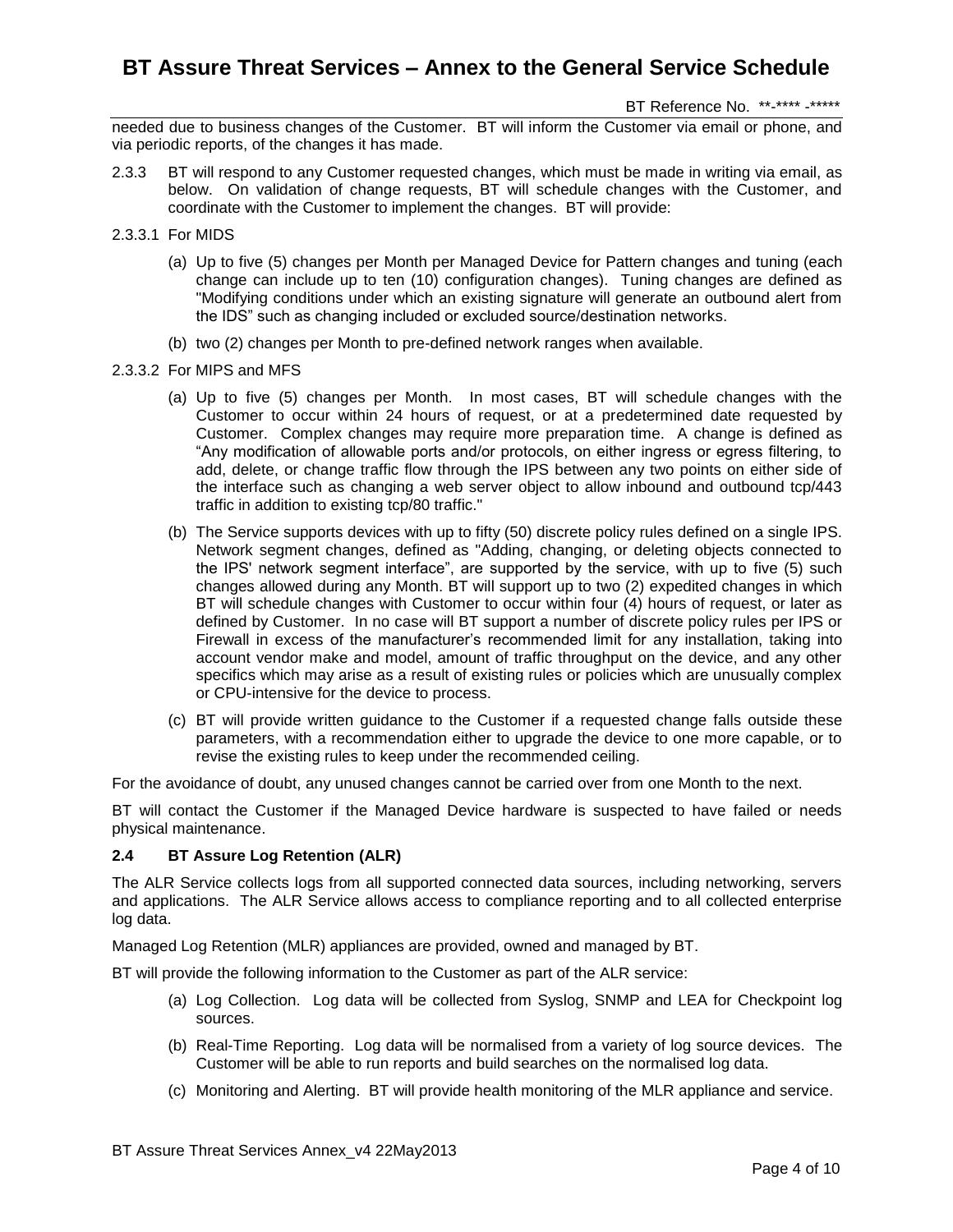needed due to business changes of the Customer. BT will inform the Customer via email or phone, and via periodic reports, of the changes it has made.

2.3.3 BT will respond to any Customer requested changes, which must be made in writing via email, as below. On validation of change requests, BT will schedule changes with the Customer, and coordinate with the Customer to implement the changes. BT will provide:

2.3.3.1 For MIDS

(a) Up to five (5) changes per Month per Managed Device for Pattern changes and tuning (each change can include up to ten (10) configuration changes). Tuning changes are defined as "Modifying conditions under which an existing signature will generate an outbound alert from the IDS" such as changing included or excluded source/destination networks.

(b) two (2) changes per Month to pre-defined network ranges when available.

2.3.3.2 For MIPS and MFS

(a) Up to five (5) changes per Month. In most cases, BT will schedule changes with the Customer to occur within 24 hours of request, or at a predetermined date requested by Customer. Complex changes may require more preparation time. A change is defined as "Any modification of allowable ports and/or protocols, on either ingress or egress filtering, to add, delete, or change traffic flow through the IPS between any two points on either side of the interface such as changing a web server object to allow inbound and outbound tcp/443 traffic in addition to existing tcp/80 traffic."

(b) The Service supports devices with up to fifty (50) discrete policy rules defined on a single IPS. Network segment changes, defined as "Adding, changing, or deleting objects connected to the IPS' network segment interface", are supported by the service, with up to five (5) such changes allowed during any Month. BT will support up to two (2) expedited changes in which BT will schedule changes with Customer to occur within four (4) hours of request, or later as defined by Customer. In no case will BT support a number of discrete policy rules per IPS or Firewall in excess of the manufacturer's recommended limit for any installation, taking into account vendor make and model, amount of traffic throughput on the device, and any other specifics which may arise as a result of existing rules or policies which are unusually complex or CPU-intensive for the device to process.

(c) BT will provide written guidance to the Customer if a requested change falls outside these parameters, with a recommendation either to upgrade the device to one more capable, or to revise the existing rules to keep under the recommended ceiling.

For the avoidance of doubt, any unused changes cannot be carried over from one Month to the next.

BT will contact the Customer if the Managed Device hardware is suspected to have failed or needs physical maintenance.

### 2.4 BT Assure Log Retention (ALR)

The ALR Service collects logs from all supported connected data sources, including networking, servers and applications. The ALR Service allows access to compliance reporting and to all collected enterprise log data.

Managed Log Retention (MLR) appliances are provided, owned and managed by BT.

BT will provide the following information to the Customer as part of the ALR service:

(a) Log Collection. Log data will be collected from Syslog, SNMP and LEA for Checkpoint log sources.

(b) Real-Time Reporting. Log data will be normalised from a variety of log source devices. The Customer will be able to run reports and build searches on the normalised log data.

(c) Monitoring and Alerting. BT will provide health monitoring of the MLR appliance and service.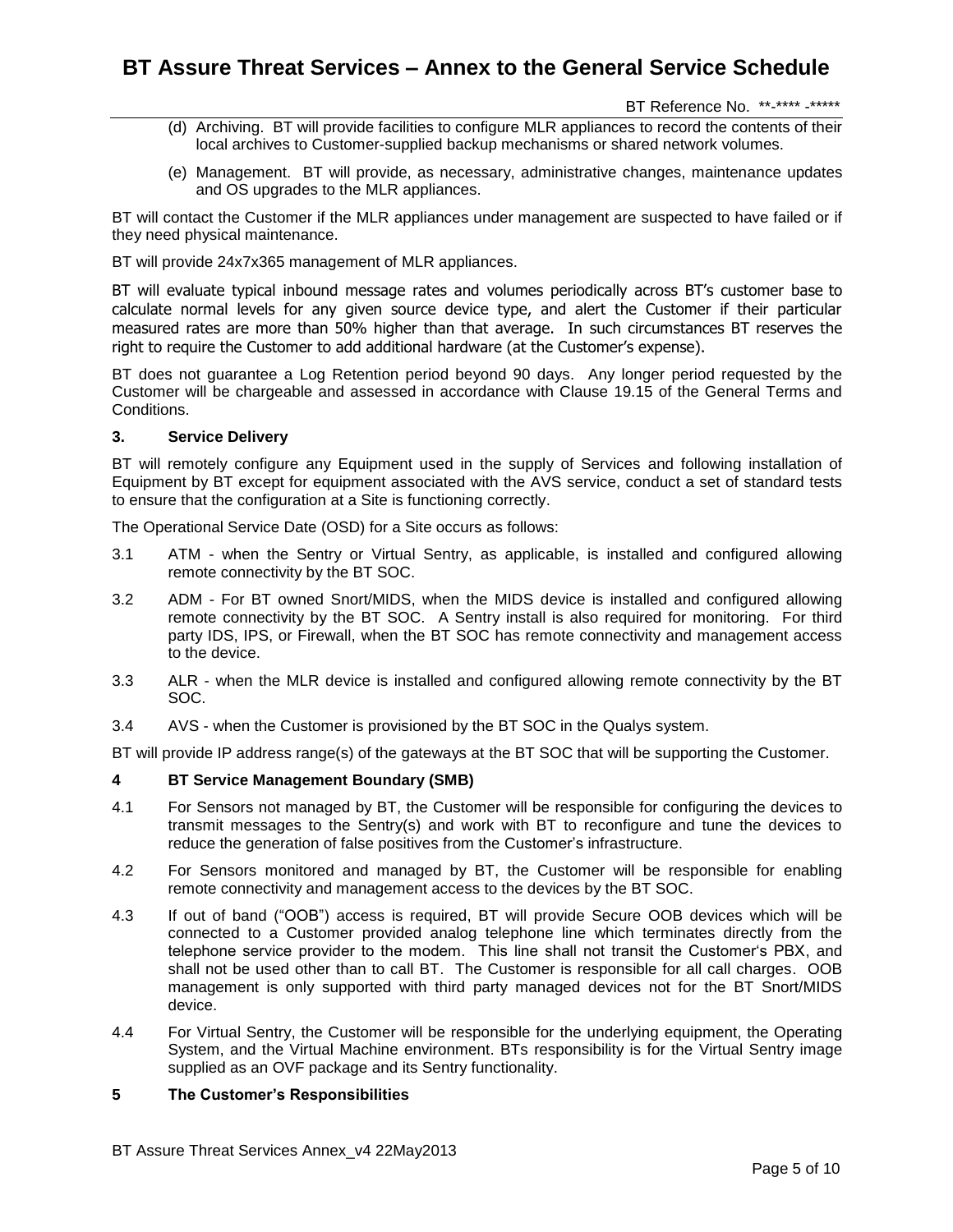(d) Archiving. BT will provide facilities to configure MLR appliances to record the contents of their local archives to Customer-supplied backup mechanisms or shared network volumes.

(e) Management. BT will provide, as necessary, administrative changes, maintenance updates and OS upgrades to the MLR appliances.

BT will contact the Customer if the MLR appliances under management are suspected to have failed or if they need physical maintenance.

BT will provide 24x7x365 management of MLR appliances.

BT will evaluate typical inbound message rates and volumes periodically across BT's customer base to calculate normal levels for any given source device type, and alert the Customer if their particular measured rates are more than 50% higher than that average. In such circumstances BT reserves the right to require the Customer to add additional hardware (at the Customer's expense).

BT does not guarantee a Log Retention period beyond 90 days. Any longer period requested by the Customer will be chargeable and assessed in accordance with Clause 19.15 of the General Terms and Conditions.

### 3. Service Delivery

BT will remotely configure any Equipment used in the supply of Services and following installation of Equipment by BT except for equipment associated with the AVS service, conduct a set of standard tests to ensure that the configuration at a Site is functioning correctly.

The Operational Service Date (OSD) for a Site occurs as follows:

3.1 ATM - when the Sentry or Virtual Sentry, as applicable, is installed and configured allowing remote connectivity by the BT SOC.

3.2 ADM - For BT owned Snort/MIDS, when the MIDS device is installed and configured allowing remote connectivity by the BT SOC. A Sentry install is also required for monitoring. For third party IDS, IPS, or Firewall, when the BT SOC has remote connectivity and management access to the device.

3.3 ALR - when the MLR device is installed and configured allowing remote connectivity by the BT SOC.

3.4 AVS - when the Customer is provisioned by the BT SOC in the Qualys system.

BT will provide IP address range(s) of the gateways at the BT SOC that will be supporting the Customer.

### 4 BT Service Management Boundary (SMB)

4.1 For Sensors not managed by BT, the Customer will be responsible for configuring the devices to transmit messages to the Sentry(s) and work with BT to reconfigure and tune the devices to reduce the generation of false positives from the Customer's infrastructure.

4.2 For Sensors monitored and managed by BT, the Customer will be responsible for enabling remote connectivity and management access to the devices by the BT SOC.

4.3 If out of band ("OOB") access is required, BT will provide Secure OOB devices which will be connected to a Customer provided analog telephone line which terminates directly from the telephone service provider to the modem. This line shall not transit the Customer's PBX, and shall not be used other than to call BT. The Customer is responsible for all call charges. OOB management is only supported with third party managed devices not for the BT Snort/MIDS device.

4.4 For Virtual Sentry, the Customer will be responsible for the underlying equipment, the Operating System, and the Virtual Machine environment. BTs responsibility is for the Virtual Sentry image supplied as an OVF package and its Sentry functionality.

### 5 The Customer's Responsibilities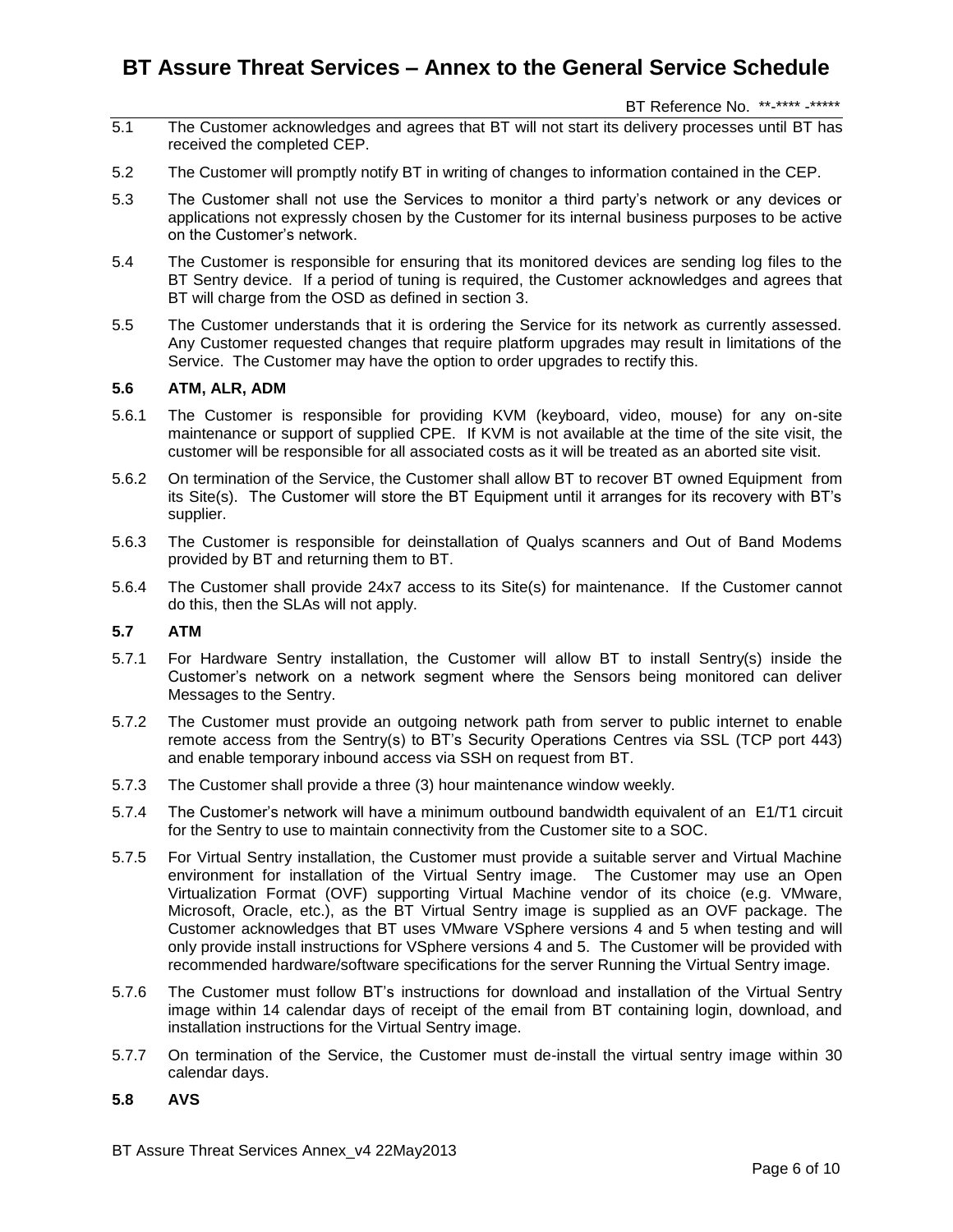5.1 The Customer acknowledges and agrees that BT will not start its delivery processes until BT has received the completed CEP.

5.2 The Customer will promptly notify BT in writing of changes to information contained in the CEP.

5.3 The Customer shall not use the Services to monitor a third party's network or any devices or applications not expressly chosen by the Customer for its internal business purposes to be active on the Customer's network.

5.4 The Customer is responsible for ensuring that its monitored devices are sending log files to the BT Sentry device. If a period of tuning is required, the Customer acknowledges and agrees that BT will charge from the OSD as defined in section 3.

5.5 The Customer understands that it is ordering the Service for its network as currently assessed. Any Customer requested changes that require platform upgrades may result in limitations of the Service. The Customer may have the option to order upgrades to rectify this.

### 5.6 ATM, ALR, ADM

5.6.1 The Customer is responsible for providing KVM (keyboard, video, mouse) for any on-site maintenance or support of supplied CPE. If KVM is not available at the time of the site visit, the customer will be responsible for all associated costs as it will be treated as an aborted site visit.

5.6.2 On termination of the Service, the Customer shall allow BT to recover BT owned Equipment from its Site(s). The Customer will store the BT Equipment until it arranges for its recovery with BT's supplier.

5.6.3 The Customer is responsible for deinstallation of Qualys scanners and Out of Band Modems provided by BT and returning them to BT.

5.6.4 The Customer shall provide 24x7 access to its Site(s) for maintenance. If the Customer cannot do this, then the SLAs will not apply.

### 5.7 ATM

5.7.1 For Hardware Sentry installation, the Customer will allow BT to install Sentry(s) inside the Customer's network on a network segment where the Sensors being monitored can deliver Messages to the Sentry.

5.7.2 The Customer must provide an outgoing network path from server to public internet to enable remote access from the Sentry(s) to BT's Security Operations Centres via SSL (TCP port 443) and enable temporary inbound access via SSH on request from BT.

5.7.3 The Customer shall provide a three (3) hour maintenance window weekly.

5.7.4 The Customer's network will have a minimum outbound bandwidth equivalent of an E1/T1 circuit for the Sentry to use to maintain connectivity from the Customer site to a SOC.

5.7.5 For Virtual Sentry installation, the Customer must provide a suitable server and Virtual Machine environment for installation of the Virtual Sentry image. The Customer may use an Open Virtualization Format (OVF) supporting Virtual Machine vendor of its choice (e.g. VMware, Microsoft, Oracle, etc.), as the BT Virtual Sentry image is supplied as an OVF package. The Customer acknowledges that BT uses VMware VSphere versions 4 and 5 when testing and will only provide install instructions for VSphere versions 4 and 5. The Customer will be provided with recommended hardware/software specifications for the server Running the Virtual Sentry image.

5.7.6 The Customer must follow BT's instructions for download and installation of the Virtual Sentry image within 14 calendar days of receipt of the email from BT containing login, download, and installation instructions for the Virtual Sentry image.

5.7.7 On termination of the Service, the Customer must de-install the virtual sentry image within 30 calendar days.

### 5.8 AVS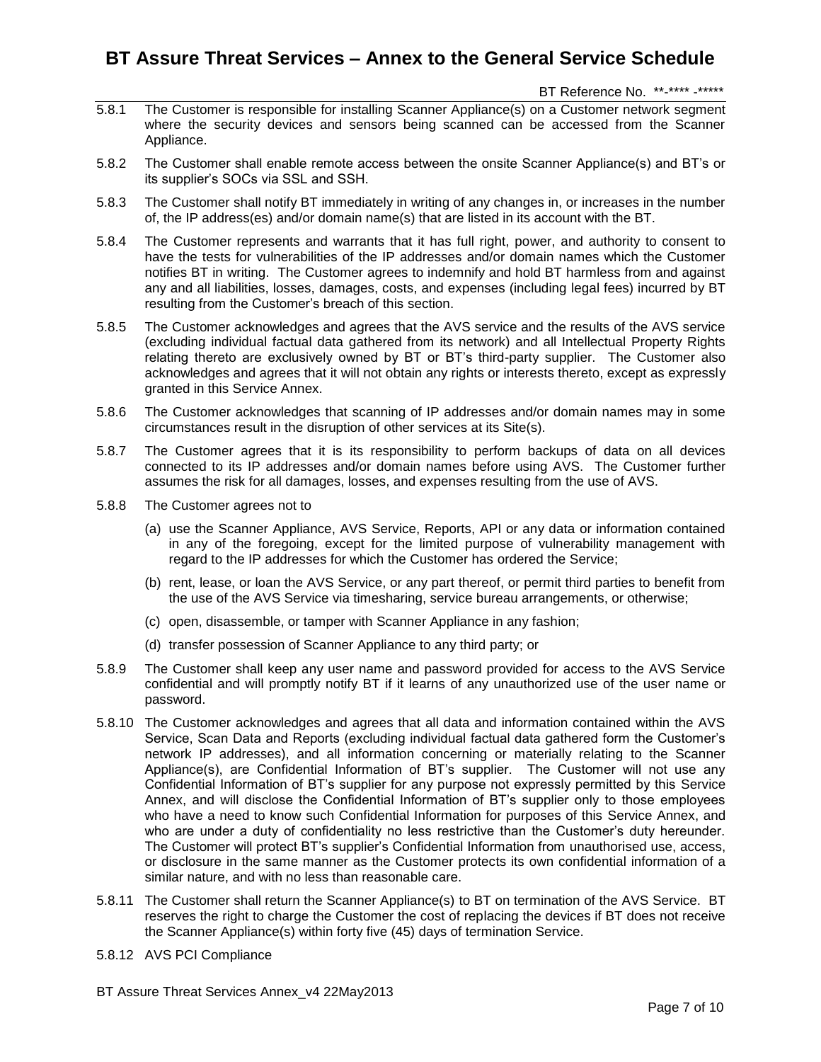5.8.1 The Customer is responsible for installing Scanner Appliance(s) on a Customer network segment where the security devices and sensors being scanned can be accessed from the Scanner Appliance.

5.8.2 The Customer shall enable remote access between the onsite Scanner Appliance(s) and BT's or its supplier's SOCs via SSL and SSH.

5.8.3 The Customer shall notify BT immediately in writing of any changes in, or increases in the number of, the IP address(es) and/or domain name(s) that are listed in its account with the BT.

5.8.4 The Customer represents and warrants that it has full right, power, and authority to consent to have the tests for vulnerabilities of the IP addresses and/or domain names which the Customer notifies BT in writing. The Customer agrees to indemnify and hold BT harmless from and against any and all liabilities, losses, damages, costs, and expenses (including legal fees) incurred by BT resulting from the Customer's breach of this section.

5.8.5 The Customer acknowledges and agrees that the AVS service and the results of the AVS service (excluding individual factual data gathered from its network) and all Intellectual Property Rights relating thereto are exclusively owned by BT or BT's third-party supplier. The Customer also acknowledges and agrees that it will not obtain any rights or interests thereto, except as expressly granted in this Service Annex.

5.8.6 The Customer acknowledges that scanning of IP addresses and/or domain names may in some circumstances result in the disruption of other services at its Site(s).

5.8.7 The Customer agrees that it is its responsibility to perform backups of data on all devices connected to its IP addresses and/or domain names before using AVS. The Customer further assumes the risk for all damages, losses, and expenses resulting from the use of AVS.

5.8.8 The Customer agrees not to

(a) use the Scanner Appliance, AVS Service, Reports, API or any data or information contained in any of the foregoing, except for the limited purpose of vulnerability management with regard to the IP addresses for which the Customer has ordered the Service;

(b) rent, lease, or loan the AVS Service, or any part thereof, or permit third parties to benefit from the use of the AVS Service via timesharing, service bureau arrangements, or otherwise;

(c) open, disassemble, or tamper with Scanner Appliance in any fashion;

(d) transfer possession of Scanner Appliance to any third party; or

5.8.9 The Customer shall keep any user name and password provided for access to the AVS Service confidential and will promptly notify BT if it learns of any unauthorized use of the user name or password.

5.8.10 The Customer acknowledges and agrees that all data and information contained within the AVS Service, Scan Data and Reports (excluding individual factual data gathered form the Customer's network IP addresses), and all information concerning or materially relating to the Scanner Appliance(s), are Confidential Information of BT's supplier. The Customer will not use any Confidential Information of BT's supplier for any purpose not expressly permitted by this Service Annex, and will disclose the Confidential Information of BT's supplier only to those employees who have a need to know such Confidential Information for purposes of this Service Annex, and who are under a duty of confidentiality no less restrictive than the Customer's duty hereunder. The Customer will protect BT's supplier's Confidential Information from unauthorised use, access, or disclosure in the same manner as the Customer protects its own confidential information of a similar nature, and with no less than reasonable care.

5.8.11 The Customer shall return the Scanner Appliance(s) to BT on termination of the AVS Service. BT reserves the right to charge the Customer the cost of replacing the devices if BT does not receive the Scanner Appliance(s) within forty five (45) days of termination Service.

5.8.12 AVS PCI Compliance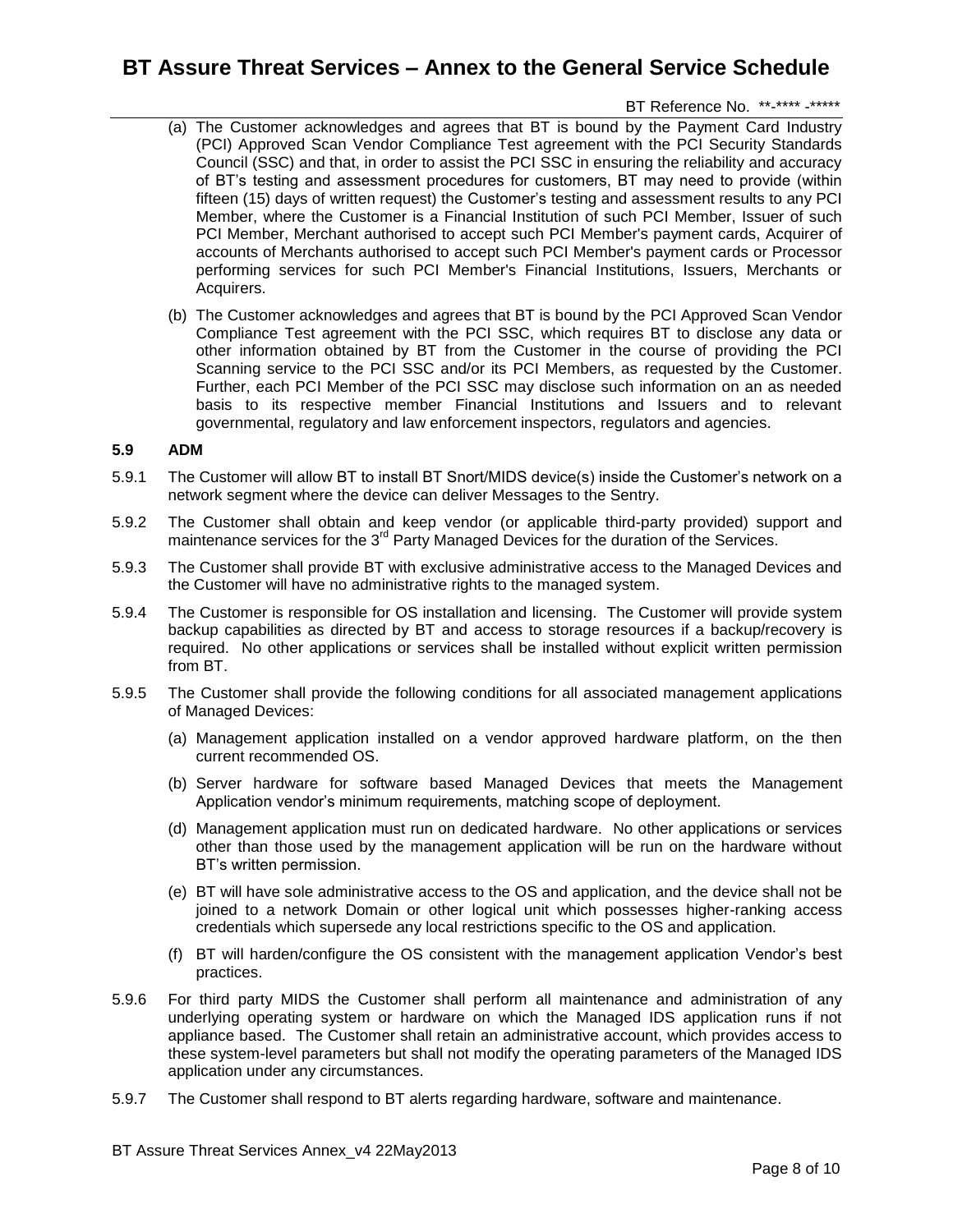(a) The Customer acknowledges and agrees that BT is bound by the Payment Card Industry (PCI) Approved Scan Vendor Compliance Test agreement with the PCI Security Standards Council (SSC) and that, in order to assist the PCI SSC in ensuring the reliability and accuracy of BT's testing and assessment procedures for customers, BT may need to provide (within fifteen (15) days of written request) the Customer's testing and assessment results to any PCI Member, where the Customer is a Financial Institution of such PCI Member, Issuer of such PCI Member, Merchant authorised to accept such PCI Member's payment cards, Acquirer of accounts of Merchants authorised to accept such PCI Member's payment cards or Processor performing services for such PCI Member's Financial Institutions, Issuers, Merchants or Acquirers.

(b) The Customer acknowledges and agrees that BT is bound by the PCI Approved Scan Vendor Compliance Test agreement with the PCI SSC, which requires BT to disclose any data or other information obtained by BT from the Customer in the course of providing the PCI Scanning service to the PCI SSC and/or its PCI Members, as requested by the Customer. Further, each PCI Member of the PCI SSC may disclose such information on an as needed basis to its respective member Financial Institutions and Issuers and to relevant governmental, regulatory and law enforcement inspectors, regulators and agencies.

**5.9 ADM**

5.9.1 The Customer will allow BT to install BT Snort/MIDS device(s) inside the Customer's network on a network segment where the device can deliver Messages to the Sentry.

5.9.2 The Customer shall obtain and keep vendor (or applicable third-party provided) support and maintenance services for the 3rd Party Managed Devices for the duration of the Services.

5.9.3 The Customer shall provide BT with exclusive administrative access to the Managed Devices and the Customer will have no administrative rights to the managed system.

5.9.4 The Customer is responsible for OS installation and licensing. The Customer will provide system backup capabilities as directed by BT and access to storage resources if a backup/recovery is required. No other applications or services shall be installed without explicit written permission from BT.

5.9.5 The Customer shall provide the following conditions for all associated management applications of Managed Devices:

(a) Management application installed on a vendor approved hardware platform, on the then current recommended OS.

(b) Server hardware for software based Managed Devices that meets the Management Application vendor's minimum requirements, matching scope of deployment.

(d) Management application must run on dedicated hardware. No other applications or services other than those used by the management application will be run on the hardware without BT's written permission.

(e) BT will have sole administrative access to the OS and application, and the device shall not be joined to a network Domain or other logical unit which possesses higher-ranking access credentials which supersede any local restrictions specific to the OS and application.

(f) BT will harden/configure the OS consistent with the management application Vendor's best practices.

5.9.6 For third party MIDS the Customer shall perform all maintenance and administration of any underlying operating system or hardware on which the Managed IDS application runs if not appliance based. The Customer shall retain an administrative account, which provides access to these system-level parameters but shall not modify the operating parameters of the Managed IDS application under any circumstances.

5.9.7 The Customer shall respond to BT alerts regarding hardware, software and maintenance.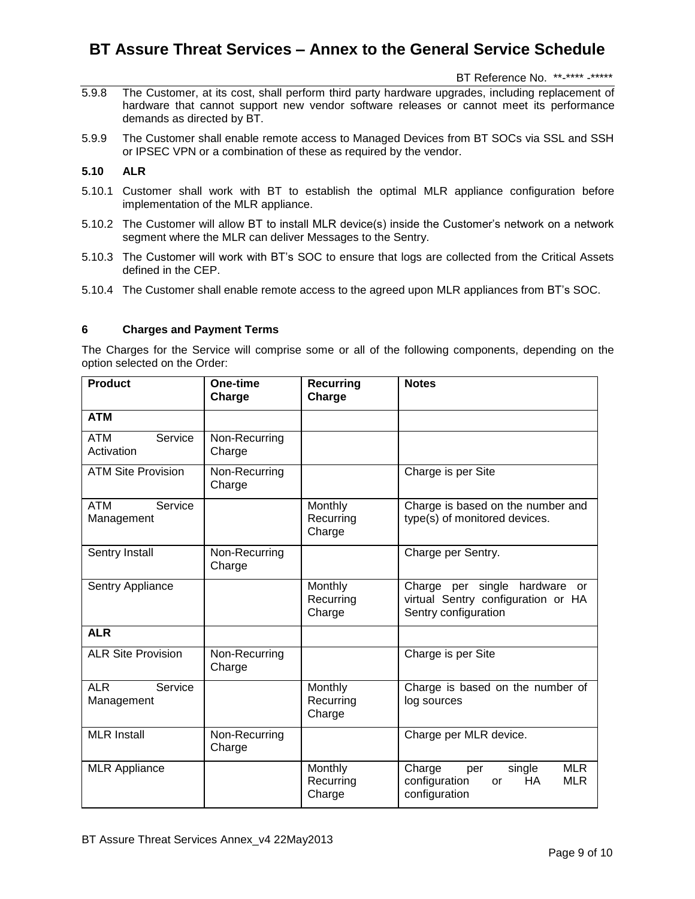5.9.8 The Customer, at its cost, shall perform third party hardware upgrades, including replacement of hardware that cannot support new vendor software releases or cannot meet its performance demands as directed by BT.

5.9.9 The Customer shall enable remote access to Managed Devices from BT SOCs via SSL and SSH or IPSEC VPN or a combination of these as required by the vendor.

**5.10 ALR**

5.10.1 Customer shall work with BT to establish the optimal MLR appliance configuration before implementation of the MLR appliance.

5.10.2 The Customer will allow BT to install MLR device(s) inside the Customer's network on a network segment where the MLR can deliver Messages to the Sentry.

5.10.3 The Customer will work with BT's SOC to ensure that logs are collected from the Critical Assets defined in the CEP.

5.10.4 The Customer shall enable remote access to the agreed upon MLR appliances from BT's SOC.

## 6 Charges and Payment Terms

The Charges for the Service will comprise some or all of the following components, depending on the option selected on the Order:

| Product | One-time Charge | Recurring Charge | Notes |
|---|---|---|---|
| **ATM** | | | |
| ATM Service Activation | Non-Recurring Charge | | |
| ATM Site Provision | Non-Recurring Charge | | Charge is per Site |
| ATM Service Management | | Monthly Recurring Charge | Charge is based on the number and type(s) of monitored devices. |
| Sentry Install | Non-Recurring Charge | | Charge per Sentry. |
| Sentry Appliance | | Monthly Recurring Charge | Charge per single hardware or virtual Sentry configuration or HA Sentry configuration |
| **ALR** | | | |
| ALR Site Provision | Non-Recurring Charge | | Charge is per Site |
| ALR Service Management | | Monthly Recurring Charge | Charge is based on the number of log sources |
| MLR Install | Non-Recurring Charge | | Charge per MLR device. |
| MLR Appliance | | Monthly Recurring Charge | Charge per single MLR configuration or HA MLR configuration |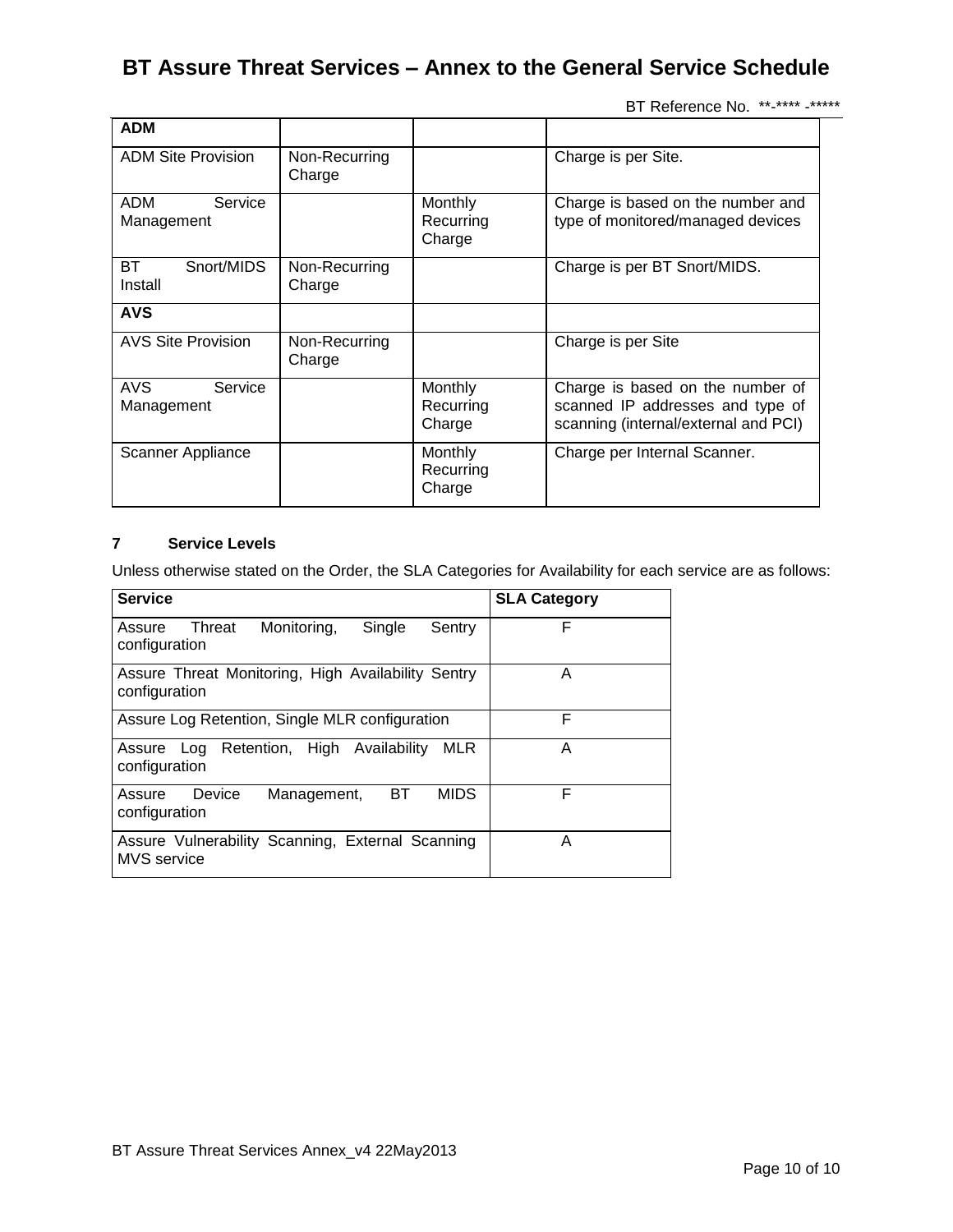| | | | |
|---|---|---|---|
| **ADM** | | | |
| ADM Site Provision | Non-Recurring Charge | | Charge is per Site. |
| ADM Service Management | | Monthly Recurring Charge | Charge is based on the number and type of monitored/managed devices |
| BT Snort/MIDS Install | Non-Recurring Charge | | Charge is per BT Snort/MIDS. |
| **AVS** | | | |
| AVS Site Provision | Non-Recurring Charge | | Charge is per Site |
| AVS Service Management | | Monthly Recurring Charge | Charge is based on the number of scanned IP addresses and type of scanning (internal/external and PCI) |
| Scanner Appliance | | Monthly Recurring Charge | Charge per Internal Scanner. |

## 7 Service Levels

Unless otherwise stated on the Order, the SLA Categories for Availability for each service are as follows:

| Service | SLA Category |
|---|---|
| Assure Threat Monitoring, Single Sentry configuration | F |
| Assure Threat Monitoring, High Availability Sentry configuration | A |
| Assure Log Retention, Single MLR configuration | F |
| Assure Log Retention, High Availability MLR configuration | A |
| Assure Device Management, BT MIDS configuration | F |
| Assure Vulnerability Scanning, External Scanning MVS service | A |